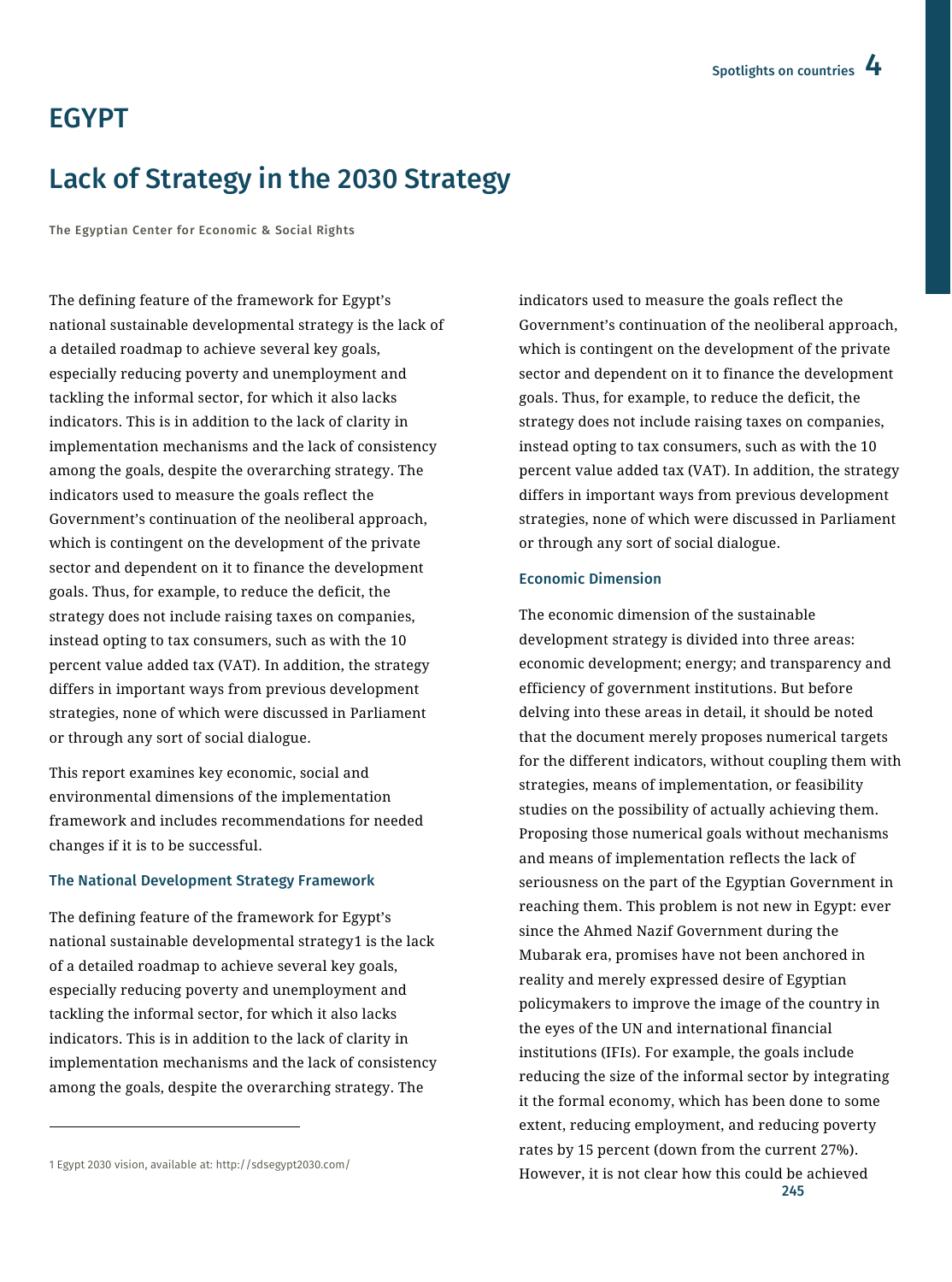# EGYPT

## Lack of Strategy in the 2030 Strategy

**The Egyptian Center for Economic & Social Rights**

The defining feature of the framework for Egypt's national sustainable developmental strategy is the lack of a detailed roadmap to achieve several key goals, especially reducing poverty and unemployment and tackling the informal sector, for which it also lacks indicators. This is in addition to the lack of clarity in implementation mechanisms and the lack of consistency among the goals, despite the overarching strategy. The indicators used to measure the goals reflect the Government's continuation of the neoliberal approach, which is contingent on the development of the private sector and dependent on it to finance the development goals. Thus, for example, to reduce the deficit, the strategy does not include raising taxes on companies, instead opting to tax consumers, such as with the 10 percent value added tax (VAT). In addition, the strategy differs in important ways from previous development strategies, none of which were discussed in Parliament or through any sort of social dialogue.

This report examines key economic, social and environmental dimensions of the implementation framework and includes recommendations for needed changes if it is to be successful.

### The National Development Strategy Framework

The defining feature of the framework for Egypt's national sustainable developmental strategy[1] is the lack of a detailed roadmap to achieve several key goals, especially reducing poverty and unemployment and tackling the informal sector, for which it also lacks indicators. This is in addition to the lack of clarity in implementation mechanisms and the lack of consistency among the goals, despite the overarching strategy. The indicators used to measure the goals reflect the Government's continuation of the neoliberal approach, which is contingent on the development of the private sector and dependent on it to finance the development goals. Thus, for example, to reduce the deficit, the strategy does not include raising taxes on companies, instead opting to tax consumers, such as with the 10 percent value added tax (VAT). In addition, the strategy differs in important ways from previous development strategies, none of which were discussed in Parliament or through any sort of social dialogue.

### Economic Dimension

The economic dimension of the sustainable development strategy is divided into three areas: economic development; energy; and transparency and efficiency of government institutions. But before delving into these areas in detail, it should be noted that the document merely proposes numerical targets for the different indicators, without coupling them with strategies, means of implementation, or feasibility studies on the possibility of actually achieving them. Proposing those numerical goals without mechanisms and means of implementation reflects the lack of seriousness on the part of the Egyptian Government in reaching them. This problem is not new in Egypt: ever since the Ahmed Nazif Government during the Mubarak era, promises have not been anchored in reality and merely expressed desire of Egyptian policymakers to improve the image of the country in the eyes of the UN and international financial institutions (IFIs). For example, the goals include reducing the size of the informal sector by integrating it the formal economy, which has been done to some extent, reducing employment, and reducing poverty rates by 15 percent (down from the current 27%). However, it is not clear how this could be achieved

---

1 Egypt 2030 vision, available at: http://sdsegypt2030.com/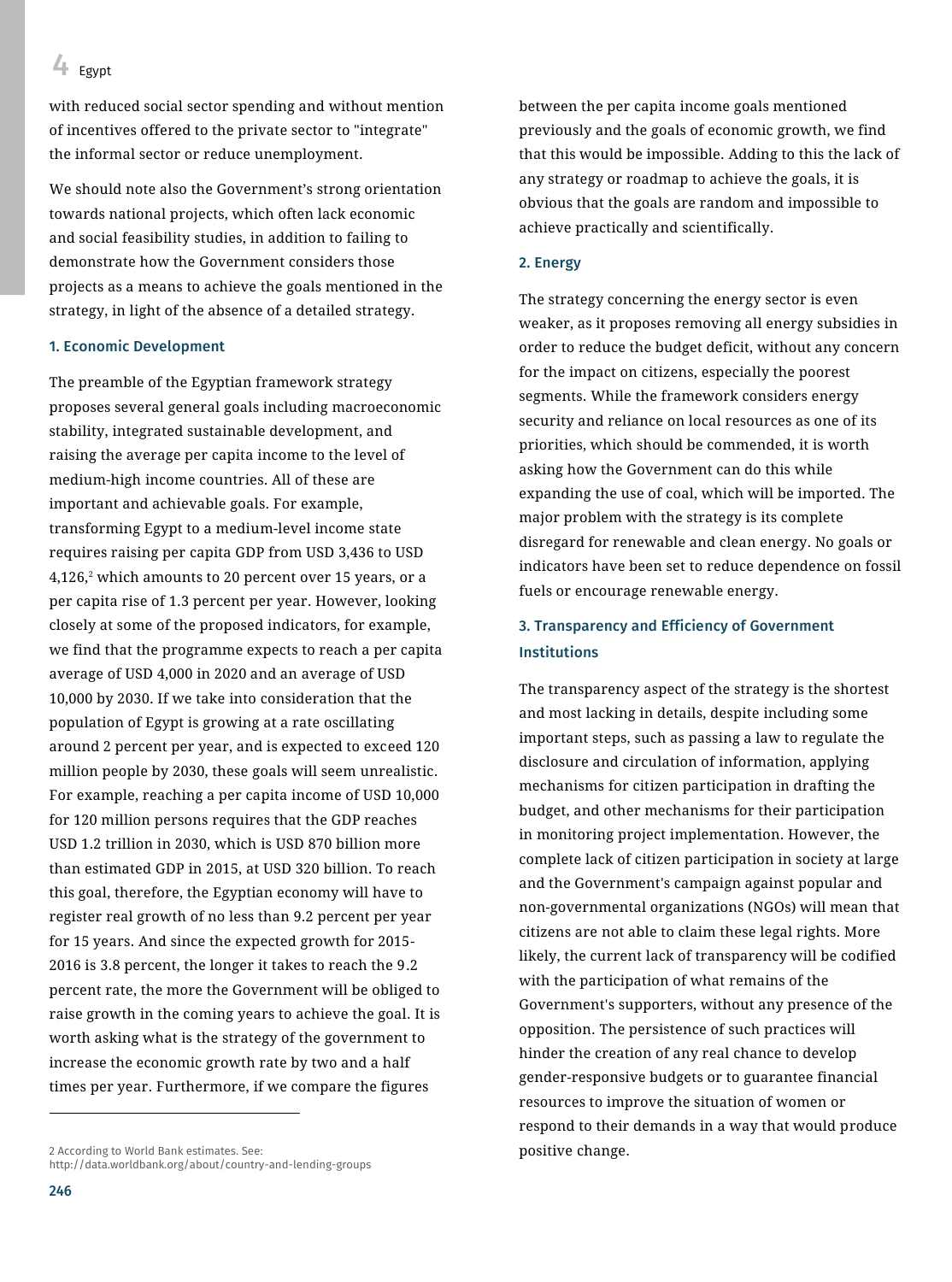with reduced social sector spending and without mention of incentives offered to the private sector to "integrate" the informal sector or reduce unemployment.

We should note also the Government's strong orientation towards national projects, which often lack economic and social feasibility studies, in addition to failing to demonstrate how the Government considers those projects as a means to achieve the goals mentioned in the strategy, in light of the absence of a detailed strategy.

### 1. Economic Development

The preamble of the Egyptian framework strategy proposes several general goals including macroeconomic stability, integrated sustainable development, and raising the average per capita income to the level of medium-high income countries. All of these are important and achievable goals. For example, transforming Egypt to a medium-level income state requires raising per capita GDP from USD 3,436 to USD 4,126,[2] which amounts to 20 percent over 15 years, or a per capita rise of 1.3 percent per year. However, looking closely at some of the proposed indicators, for example, we find that the programme expects to reach a per capita average of USD 4,000 in 2020 and an average of USD 10,000 by 2030. If we take into consideration that the population of Egypt is growing at a rate oscillating around 2 percent per year, and is expected to exceed 120 million people by 2030, these goals will seem unrealistic. For example, reaching a per capita income of USD 10,000 for 120 million persons requires that the GDP reaches USD 1.2 trillion in 2030, which is USD 870 billion more than estimated GDP in 2015, at USD 320 billion. To reach this goal, therefore, the Egyptian economy will have to register real growth of no less than 9.2 percent per year for 15 years. And since the expected growth for 2015-2016 is 3.8 percent, the longer it takes to reach the 9.2 percent rate, the more the Government will be obliged to raise growth in the coming years to achieve the goal. It is worth asking what is the strategy of the government to increase the economic growth rate by two and a half times per year. Furthermore, if we compare the figures between the per capita income goals mentioned previously and the goals of economic growth, we find that this would be impossible. Adding to this the lack of any strategy or roadmap to achieve the goals, it is obvious that the goals are random and impossible to achieve practically and scientifically.

### 2. Energy

The strategy concerning the energy sector is even weaker, as it proposes removing all energy subsidies in order to reduce the budget deficit, without any concern for the impact on citizens, especially the poorest segments. While the framework considers energy security and reliance on local resources as one of its priorities, which should be commended, it is worth asking how the Government can do this while expanding the use of coal, which will be imported. The major problem with the strategy is its complete disregard for renewable and clean energy. No goals or indicators have been set to reduce dependence on fossil fuels or encourage renewable energy.

### 3. Transparency and Efficiency of Government Institutions

The transparency aspect of the strategy is the shortest and most lacking in details, despite including some important steps, such as passing a law to regulate the disclosure and circulation of information, applying mechanisms for citizen participation in drafting the budget, and other mechanisms for their participation in monitoring project implementation. However, the complete lack of citizen participation in society at large and the Government's campaign against popular and non-governmental organizations (NGOs) will mean that citizens are not able to claim these legal rights. More likely, the current lack of transparency will be codified with the participation of what remains of the Government's supporters, without any presence of the opposition. The persistence of such practices will hinder the creation of any real chance to develop gender-responsive budgets or to guarantee financial resources to improve the situation of women or respond to their demands in a way that would produce positive change.

---

2 According to World Bank estimates. See: http://data.worldbank.org/about/country-and-lending-groups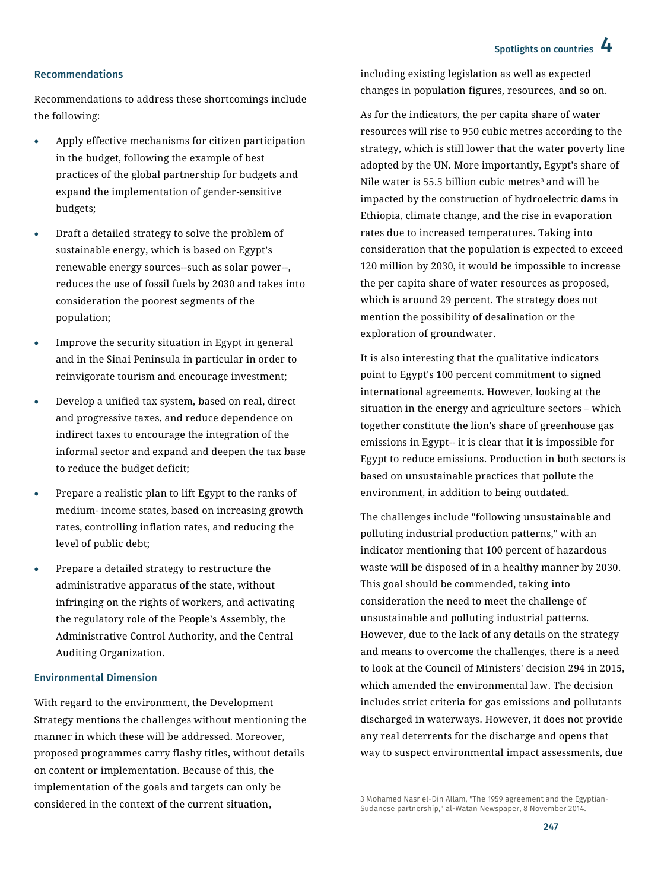### Recommendations

Recommendations to address these shortcomings include the following:

- Apply effective mechanisms for citizen participation in the budget, following the example of best practices of the global partnership for budgets and expand the implementation of gender-sensitive budgets;
- Draft a detailed strategy to solve the problem of sustainable energy, which is based on Egypt's renewable energy sources--such as solar power--, reduces the use of fossil fuels by 2030 and takes into consideration the poorest segments of the population;
- Improve the security situation in Egypt in general and in the Sinai Peninsula in particular in order to reinvigorate tourism and encourage investment;
- Develop a unified tax system, based on real, direct and progressive taxes, and reduce dependence on indirect taxes to encourage the integration of the informal sector and expand and deepen the tax base to reduce the budget deficit;
- Prepare a realistic plan to lift Egypt to the ranks of medium- income states, based on increasing growth rates, controlling inflation rates, and reducing the level of public debt;
- Prepare a detailed strategy to restructure the administrative apparatus of the state, without infringing on the rights of workers, and activating the regulatory role of the People's Assembly, the Administrative Control Authority, and the Central Auditing Organization.

### Environmental Dimension

With regard to the environment, the Development Strategy mentions the challenges without mentioning the manner in which these will be addressed. Moreover, proposed programmes carry flashy titles, without details on content or implementation. Because of this, the implementation of the goals and targets can only be considered in the context of the current situation, including existing legislation as well as expected changes in population figures, resources, and so on.

As for the indicators, the per capita share of water resources will rise to 950 cubic metres according to the strategy, which is still lower that the water poverty line adopted by the UN. More importantly, Egypt's share of Nile water is 55.5 billion cubic metres[3] and will be impacted by the construction of hydroelectric dams in Ethiopia, climate change, and the rise in evaporation rates due to increased temperatures. Taking into consideration that the population is expected to exceed 120 million by 2030, it would be impossible to increase the per capita share of water resources as proposed, which is around 29 percent. The strategy does not mention the possibility of desalination or the exploration of groundwater.

It is also interesting that the qualitative indicators point to Egypt's 100 percent commitment to signed international agreements. However, looking at the situation in the energy and agriculture sectors – which together constitute the lion's share of greenhouse gas emissions in Egypt-- it is clear that it is impossible for Egypt to reduce emissions. Production in both sectors is based on unsustainable practices that pollute the environment, in addition to being outdated.

The challenges include "following unsustainable and polluting industrial production patterns," with an indicator mentioning that 100 percent of hazardous waste will be disposed of in a healthy manner by 2030. This goal should be commended, taking into consideration the need to meet the challenge of unsustainable and polluting industrial patterns. However, due to the lack of any details on the strategy and means to overcome the challenges, there is a need to look at the Council of Ministers' decision 294 in 2015, which amended the environmental law. The decision includes strict criteria for gas emissions and pollutants discharged in waterways. However, it does not provide any real deterrents for the discharge and opens that way to suspect environmental impact assessments, due

---

3 Mohamed Nasr el-Din Allam, "The 1959 agreement and the Egyptian-Sudanese partnership," al-Watan Newspaper, 8 November 2014.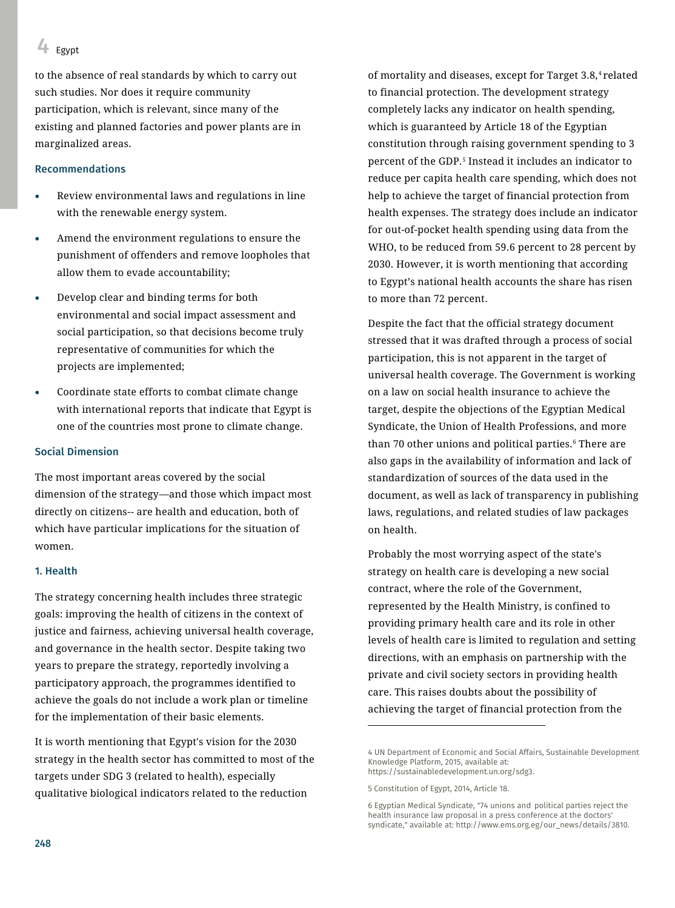to the absence of real standards by which to carry out such studies. Nor does it require community participation, which is relevant, since many of the existing and planned factories and power plants are in marginalized areas.

### Recommendations

- Review environmental laws and regulations in line with the renewable energy system.
- Amend the environment regulations to ensure the punishment of offenders and remove loopholes that allow them to evade accountability;
- Develop clear and binding terms for both environmental and social impact assessment and social participation, so that decisions become truly representative of communities for which the projects are implemented;
- Coordinate state efforts to combat climate change with international reports that indicate that Egypt is one of the countries most prone to climate change.

### Social Dimension

The most important areas covered by the social dimension of the strategy—and those which impact most directly on citizens-- are health and education, both of which have particular implications for the situation of women.

#### 1. Health

The strategy concerning health includes three strategic goals: improving the health of citizens in the context of justice and fairness, achieving universal health coverage, and governance in the health sector. Despite taking two years to prepare the strategy, reportedly involving a participatory approach, the programmes identified to achieve the goals do not include a work plan or timeline for the implementation of their basic elements.

It is worth mentioning that Egypt's vision for the 2030 strategy in the health sector has committed to most of the targets under SDG 3 (related to health), especially qualitative biological indicators related to the reduction of mortality and diseases, except for Target 3.8,[4] related to financial protection. The development strategy completely lacks any indicator on health spending, which is guaranteed by Article 18 of the Egyptian constitution through raising government spending to 3 percent of the GDP.[5] Instead it includes an indicator to reduce per capita health care spending, which does not help to achieve the target of financial protection from health expenses. The strategy does include an indicator for out-of-pocket health spending using data from the WHO, to be reduced from 59.6 percent to 28 percent by 2030. However, it is worth mentioning that according to Egypt's national health accounts the share has risen to more than 72 percent.

Despite the fact that the official strategy document stressed that it was drafted through a process of social participation, this is not apparent in the target of universal health coverage. The Government is working on a law on social health insurance to achieve the target, despite the objections of the Egyptian Medical Syndicate, the Union of Health Professions, and more than 70 other unions and political parties.[6] There are also gaps in the availability of information and lack of standardization of sources of the data used in the document, as well as lack of transparency in publishing laws, regulations, and related studies of law packages on health.

Probably the most worrying aspect of the state's strategy on health care is developing a new social contract, where the role of the Government, represented by the Health Ministry, is confined to providing primary health care and its role in other levels of health care is limited to regulation and setting directions, with an emphasis on partnership with the private and civil society sectors in providing health care. This raises doubts about the possibility of achieving the target of financial protection from the

---

4 UN Department of Economic and Social Affairs, Sustainable Development Knowledge Platform, 2015, available at: https://sustainabledevelopment.un.org/sdg3.

5 Constitution of Egypt, 2014, Article 18.

6 Egyptian Medical Syndicate, "74 unions and political parties reject the health insurance law proposal in a press conference at the doctors' syndicate," available at: http://www.ems.org.eg/our_news/details/3810.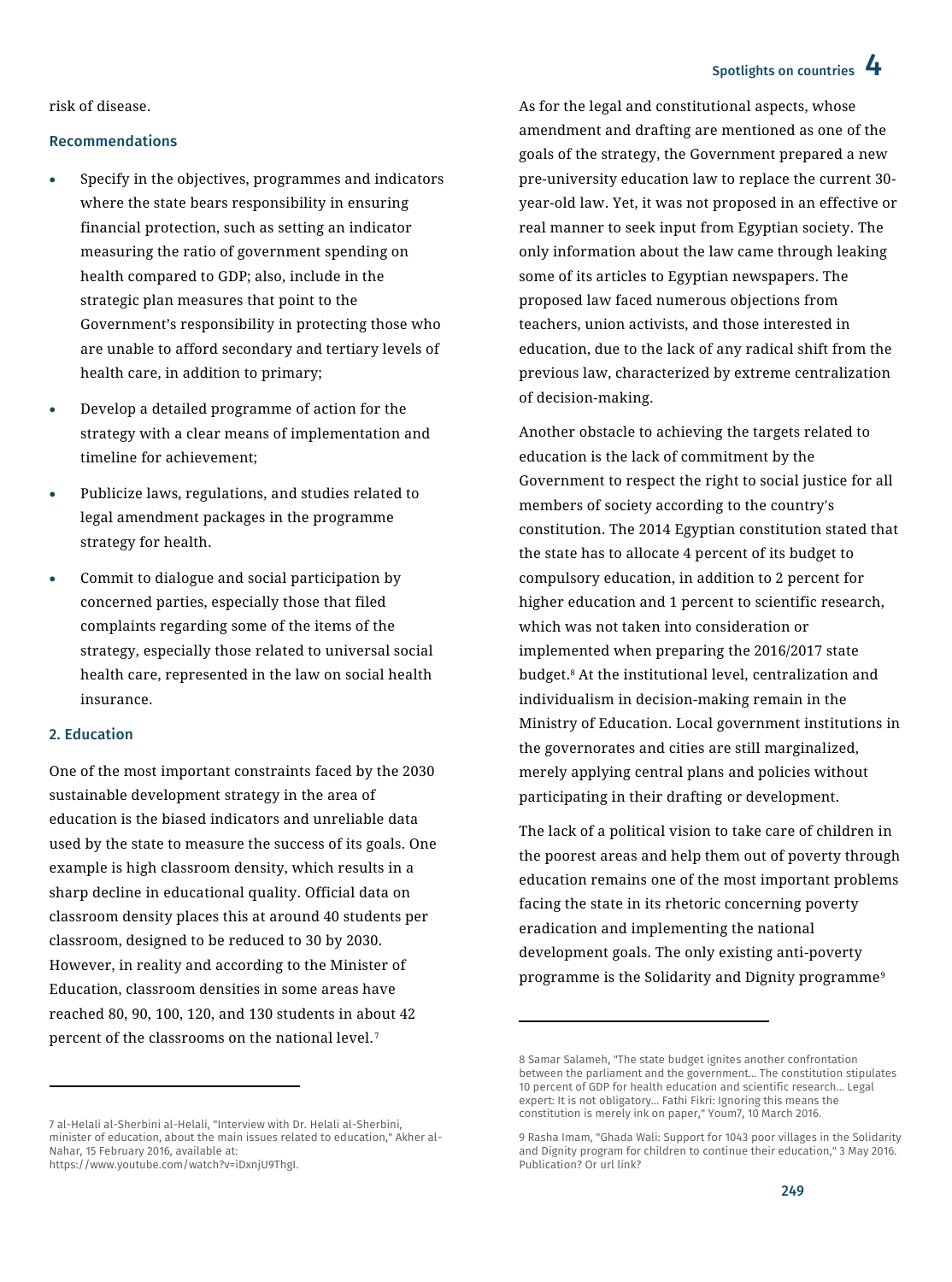risk of disease.

### Recommendations

- Specify in the objectives, programmes and indicators where the state bears responsibility in ensuring financial protection, such as setting an indicator measuring the ratio of government spending on health compared to GDP; also, include in the strategic plan measures that point to the Government's responsibility in protecting those who are unable to afford secondary and tertiary levels of health care, in addition to primary;
- Develop a detailed programme of action for the strategy with a clear means of implementation and timeline for achievement;
- Publicize laws, regulations, and studies related to legal amendment packages in the programme strategy for health.
- Commit to dialogue and social participation by concerned parties, especially those that filed complaints regarding some of the items of the strategy, especially those related to universal social health care, represented in the law on social health insurance.

### 2. Education

One of the most important constraints faced by the 2030 sustainable development strategy in the area of education is the biased indicators and unreliable data used by the state to measure the success of its goals. One example is high classroom density, which results in a sharp decline in educational quality. Official data on classroom density places this at around 40 students per classroom, designed to be reduced to 30 by 2030. However, in reality and according to the Minister of Education, classroom densities in some areas have reached 80, 90, 100, 120, and 130 students in about 42 percent of the classrooms on the national level.[7]

As for the legal and constitutional aspects, whose amendment and drafting are mentioned as one of the goals of the strategy, the Government prepared a new pre-university education law to replace the current 30-year-old law. Yet, it was not proposed in an effective or real manner to seek input from Egyptian society. The only information about the law came through leaking some of its articles to Egyptian newspapers. The proposed law faced numerous objections from teachers, union activists, and those interested in education, due to the lack of any radical shift from the previous law, characterized by extreme centralization of decision-making.

Another obstacle to achieving the targets related to education is the lack of commitment by the Government to respect the right to social justice for all members of society according to the country's constitution. The 2014 Egyptian constitution stated that the state has to allocate 4 percent of its budget to compulsory education, in addition to 2 percent for higher education and 1 percent to scientific research, which was not taken into consideration or implemented when preparing the 2016/2017 state budget.[8] At the institutional level, centralization and individualism in decision-making remain in the Ministry of Education. Local government institutions in the governorates and cities are still marginalized, merely applying central plans and policies without participating in their drafting or development.

The lack of a political vision to take care of children in the poorest areas and help them out of poverty through education remains one of the most important problems facing the state in its rhetoric concerning poverty eradication and implementing the national development goals. The only existing anti-poverty programme is the Solidarity and Dignity programme[9]

---

7 al-Helali al-Sherbini al-Helali, "Interview with Dr. Helali al-Sherbini, minister of education, about the main issues related to education," Akher al-Nahar, 15 February 2016, available at: https://www.youtube.com/watch?v=iDxnjU9ThgI.

8 Samar Salameh, "The state budget ignites another confrontation between the parliament and the government… The constitution stipulates 10 percent of GDP for health education and scientific research… Legal expert: It is not obligatory… Fathi Fikri: Ignoring this means the constitution is merely ink on paper," Youm7, 10 March 2016.

9 Rasha Imam, "Ghada Wali: Support for 1043 poor villages in the Solidarity and Dignity program for children to continue their education," 3 May 2016. Publication? Or url link?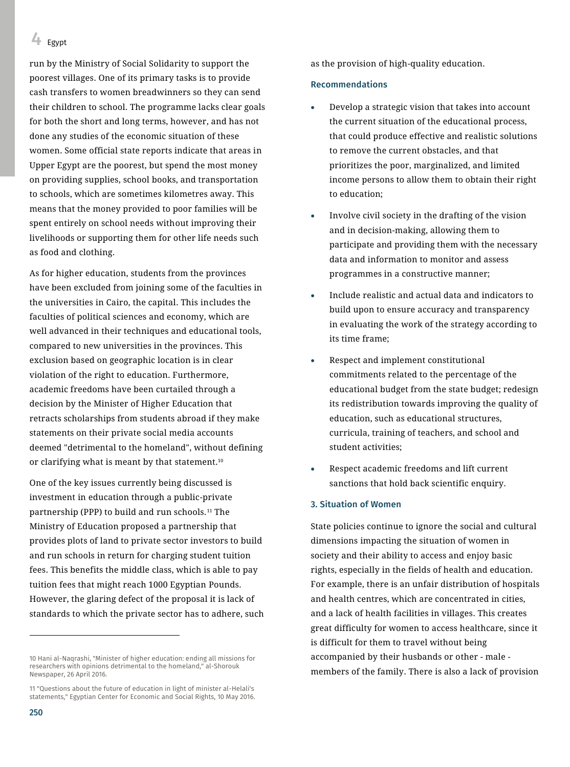run by the Ministry of Social Solidarity to support the poorest villages. One of its primary tasks is to provide cash transfers to women breadwinners so they can send their children to school. The programme lacks clear goals for both the short and long terms, however, and has not done any studies of the economic situation of these women. Some official state reports indicate that areas in Upper Egypt are the poorest, but spend the most money on providing supplies, school books, and transportation to schools, which are sometimes kilometres away. This means that the money provided to poor families will be spent entirely on school needs without improving their livelihoods or supporting them for other life needs such as food and clothing.

As for higher education, students from the provinces have been excluded from joining some of the faculties in the universities in Cairo, the capital. This includes the faculties of political sciences and economy, which are well advanced in their techniques and educational tools, compared to new universities in the provinces. This exclusion based on geographic location is in clear violation of the right to education. Furthermore, academic freedoms have been curtailed through a decision by the Minister of Higher Education that retracts scholarships from students abroad if they make statements on their private social media accounts deemed "detrimental to the homeland", without defining or clarifying what is meant by that statement.[10]

One of the key issues currently being discussed is investment in education through a public-private partnership (PPP) to build and run schools.[11] The Ministry of Education proposed a partnership that provides plots of land to private sector investors to build and run schools in return for charging student tuition fees. This benefits the middle class, which is able to pay tuition fees that might reach 1000 Egyptian Pounds. However, the glaring defect of the proposal it is lack of standards to which the private sector has to adhere, such as the provision of high-quality education.

### Recommendations

- Develop a strategic vision that takes into account the current situation of the educational process, that could produce effective and realistic solutions to remove the current obstacles, and that prioritizes the poor, marginalized, and limited income persons to allow them to obtain their right to education;
- Involve civil society in the drafting of the vision and in decision-making, allowing them to participate and providing them with the necessary data and information to monitor and assess programmes in a constructive manner;
- Include realistic and actual data and indicators to build upon to ensure accuracy and transparency in evaluating the work of the strategy according to its time frame;
- Respect and implement constitutional commitments related to the percentage of the educational budget from the state budget; redesign its redistribution towards improving the quality of education, such as educational structures, curricula, training of teachers, and school and student activities;
- Respect academic freedoms and lift current sanctions that hold back scientific enquiry.

### 3. Situation of Women

State policies continue to ignore the social and cultural dimensions impacting the situation of women in society and their ability to access and enjoy basic rights, especially in the fields of health and education. For example, there is an unfair distribution of hospitals and health centres, which are concentrated in cities, and a lack of health facilities in villages. This creates great difficulty for women to access healthcare, since it is difficult for them to travel without being accompanied by their husbands or other - male - members of the family. There is also a lack of provision

---

10 Hani al-Naqrashi, "Minister of higher education: ending all missions for researchers with opinions detrimental to the homeland," al-Shorouk Newspaper, 26 April 2016.

11 "Questions about the future of education in light of minister al-Helali's statements," Egyptian Center for Economic and Social Rights, 10 May 2016.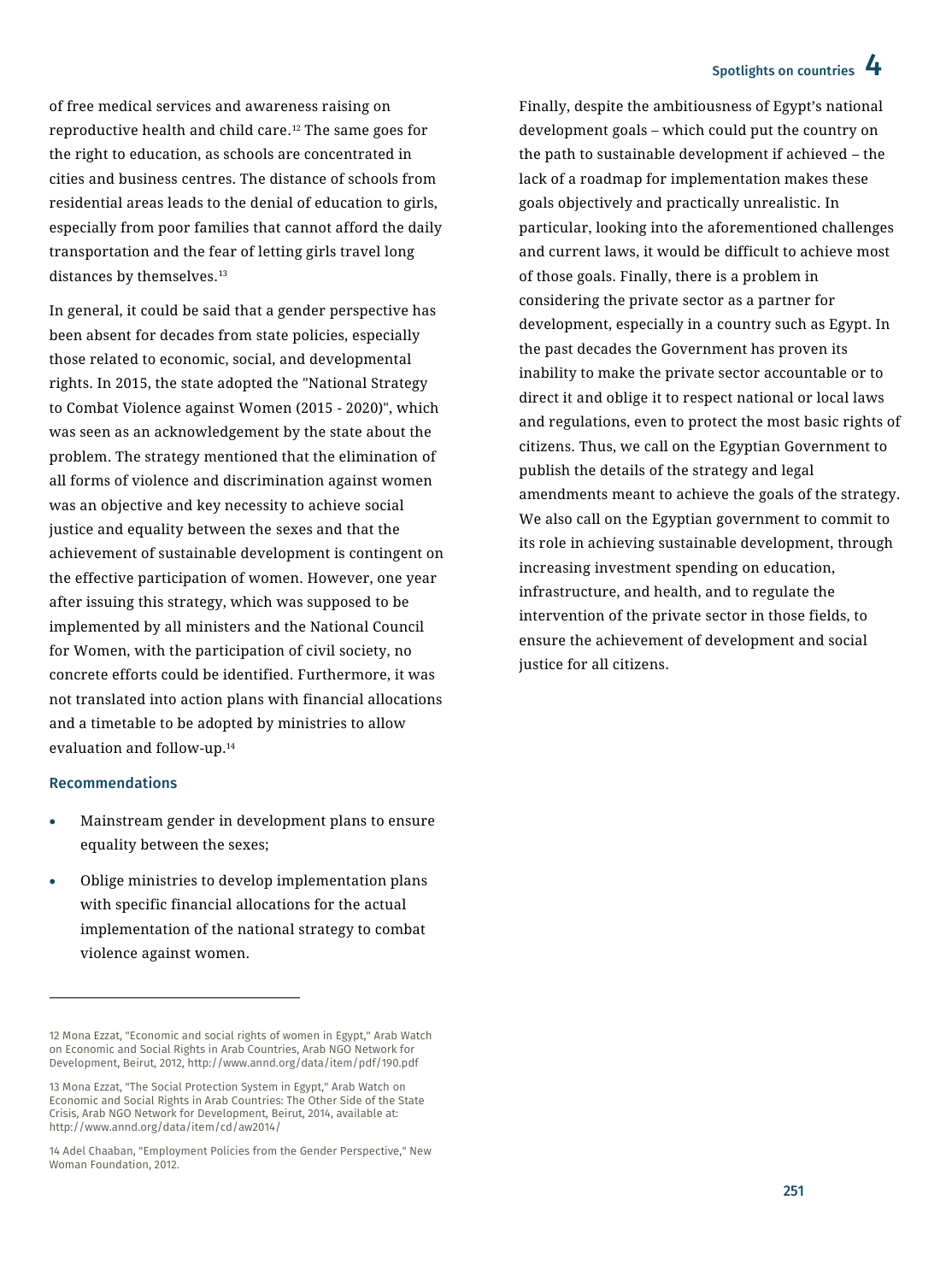of free medical services and awareness raising on reproductive health and child care.[12] The same goes for the right to education, as schools are concentrated in cities and business centres. The distance of schools from residential areas leads to the denial of education to girls, especially from poor families that cannot afford the daily transportation and the fear of letting girls travel long distances by themselves.[13]

In general, it could be said that a gender perspective has been absent for decades from state policies, especially those related to economic, social, and developmental rights. In 2015, the state adopted the "National Strategy to Combat Violence against Women (2015 - 2020)", which was seen as an acknowledgement by the state about the problem. The strategy mentioned that the elimination of all forms of violence and discrimination against women was an objective and key necessity to achieve social justice and equality between the sexes and that the achievement of sustainable development is contingent on the effective participation of women. However, one year after issuing this strategy, which was supposed to be implemented by all ministers and the National Council for Women, with the participation of civil society, no concrete efforts could be identified. Furthermore, it was not translated into action plans with financial allocations and a timetable to be adopted by ministries to allow evaluation and follow-up.[14]

### Recommendations

- Mainstream gender in development plans to ensure equality between the sexes;
- Oblige ministries to develop implementation plans with specific financial allocations for the actual implementation of the national strategy to combat violence against women.

Finally, despite the ambitiousness of Egypt's national development goals – which could put the country on the path to sustainable development if achieved – the lack of a roadmap for implementation makes these goals objectively and practically unrealistic. In particular, looking into the aforementioned challenges and current laws, it would be difficult to achieve most of those goals. Finally, there is a problem in considering the private sector as a partner for development, especially in a country such as Egypt. In the past decades the Government has proven its inability to make the private sector accountable or to direct it and oblige it to respect national or local laws and regulations, even to protect the most basic rights of citizens. Thus, we call on the Egyptian Government to publish the details of the strategy and legal amendments meant to achieve the goals of the strategy. We also call on the Egyptian government to commit to its role in achieving sustainable development, through increasing investment spending on education, infrastructure, and health, and to regulate the intervention of the private sector in those fields, to ensure the achievement of development and social justice for all citizens.

---

12 Mona Ezzat, "Economic and social rights of women in Egypt," Arab Watch on Economic and Social Rights in Arab Countries, Arab NGO Network for Development, Beirut, 2012, http://www.annd.org/data/item/pdf/190.pdf

13 Mona Ezzat, "The Social Protection System in Egypt," Arab Watch on Economic and Social Rights in Arab Countries: The Other Side of the State Crisis, Arab NGO Network for Development, Beirut, 2014, available at: http://www.annd.org/data/item/cd/aw2014/

14 Adel Chaaban, "Employment Policies from the Gender Perspective," New Woman Foundation, 2012.